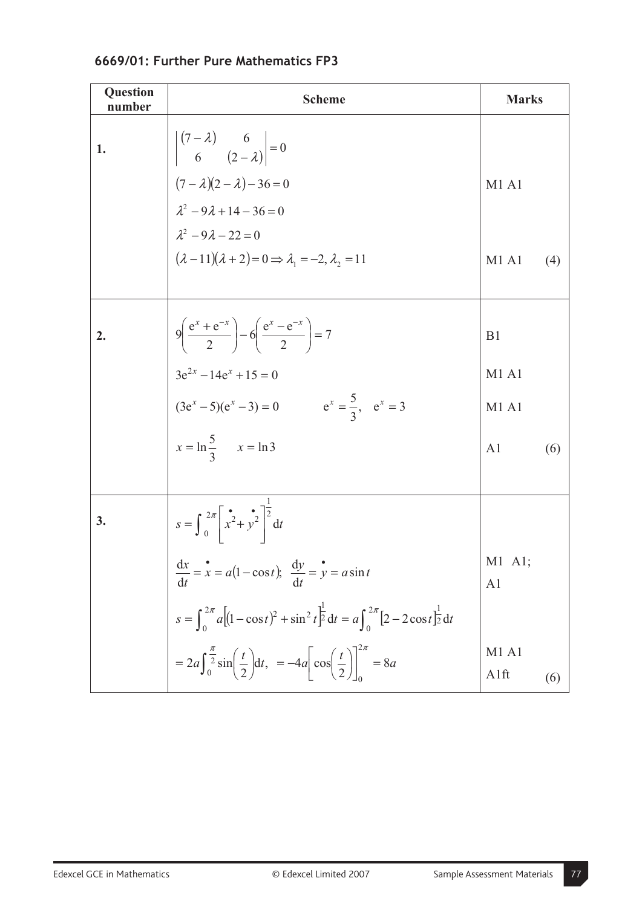## 6669/01: Further Pure Mathematics FP3

| Question number | Scheme | Marks |
|---|---|---|
| **1.** | $\begin{vmatrix} (7-\lambda) & 6 \\ 6 & (2-\lambda) \end{vmatrix} = 0$ | |
| | $(7-\lambda)(2-\lambda) - 36 = 0$ | M1 A1 |
| | $\lambda^2 - 9\lambda + 14 - 36 = 0$ | |
| | $\lambda^2 - 9\lambda - 22 = 0$ | |
| | $(\lambda - 11)(\lambda + 2) = 0 \Rightarrow \lambda_1 = -2, \lambda_2 = 11$ | M1 A1 (4) |
| **2.** | $9\left(\frac{e^x + e^{-x}}{2}\right) - 6\left(\frac{e^x - e^{-x}}{2}\right) = 7$ | B1 |
| | $3e^{2x} - 14e^x + 15 = 0$ | M1 A1 |
| | $(3e^x - 5)(e^x - 3) = 0 \qquad e^x = \frac{5}{3}, \quad e^x = 3$ | M1 A1 |
| | $x = \ln\frac{5}{3} \qquad x = \ln 3$ | A1 (6) |
| **3.** | $s = \int_0^{2\pi} \left[\dot{x}^2 + \dot{y}^2\right]^{\frac{1}{2}} \mathrm{d}t$ | |
| | $\frac{\mathrm{d}x}{\mathrm{d}t} = \dot{x} = a(1 - \cos t); \quad \frac{\mathrm{d}y}{\mathrm{d}t} = \dot{y} = a\sin t$ | M1 A1; A1 |
| | $s = \int_0^{2\pi} a\left[(1 - \cos t)^2 + \sin^2 t\right]^{\frac{1}{2}} \mathrm{d}t = a\int_0^{2\pi} [2 - 2\cos t]^{\frac{1}{2}} \mathrm{d}t$ | |
| | $= 2a\int_0^{\frac{\pi}{2}} \sin\left(\frac{t}{2}\right) \mathrm{d}t, \quad = -4a\left[\cos\left(\frac{t}{2}\right)\right]_0^{2\pi} = 8a$ | M1 A1 A1ft (6) |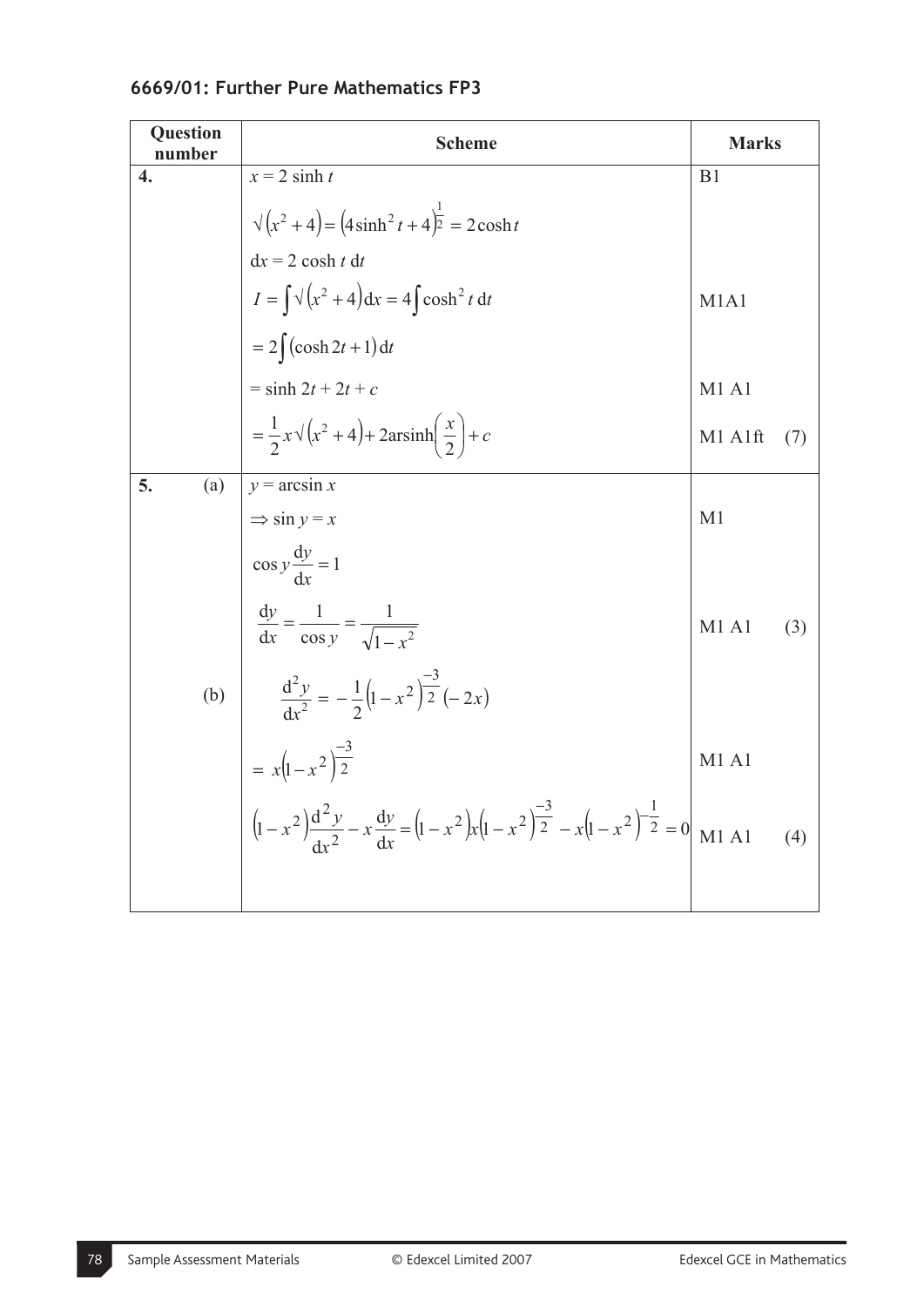## 6669/01: Further Pure Mathematics FP3

| Question number | Scheme | Marks |
|---|---|---|
| **4.** | $x = 2\sinh t$ | B1 |
| | $\sqrt{(x^2+4)} = (4\sinh^2 t + 4)^{\frac{1}{2}} = 2\cosh t$ | |
| | $\mathrm{d}x = 2\cosh t\,\mathrm{d}t$ | |
| | $I = \int \sqrt{(x^2+4)}\,\mathrm{d}x = 4\int \cosh^2 t\,\mathrm{d}t$ | M1A1 |
| | $= 2\int (\cosh 2t + 1)\,\mathrm{d}t$ | |
| | $= \sinh 2t + 2t + c$ | M1 A1 |
| | $= \frac{1}{2}x\sqrt{(x^2+4)} + 2\operatorname{arsinh}\left(\frac{x}{2}\right) + c$ | M1 A1ft (7) |
| **5.** (a) | $y = \arcsin x$ | |
| | $\Rightarrow \sin y = x$ | M1 |
| | $\cos y \frac{\mathrm{d}y}{\mathrm{d}x} = 1$ | |
| | $\frac{\mathrm{d}y}{\mathrm{d}x} = \frac{1}{\cos y} = \frac{1}{\sqrt{1-x^2}}$ | M1 A1 (3) |
| (b) | $\frac{\mathrm{d}^2y}{\mathrm{d}x^2} = -\frac{1}{2}(1-x^2)^{\frac{-3}{2}}(-2x)$ | |
| | $= x(1-x^2)^{\frac{-3}{2}}$ | M1 A1 |
| | $(1-x^2)\frac{\mathrm{d}^2y}{\mathrm{d}x^2} - x\frac{\mathrm{d}y}{\mathrm{d}x} = (1-x^2)x(1-x^2)^{\frac{-3}{2}} - x(1-x^2)^{-\frac{1}{2}} = 0$ | M1 A1 (4) |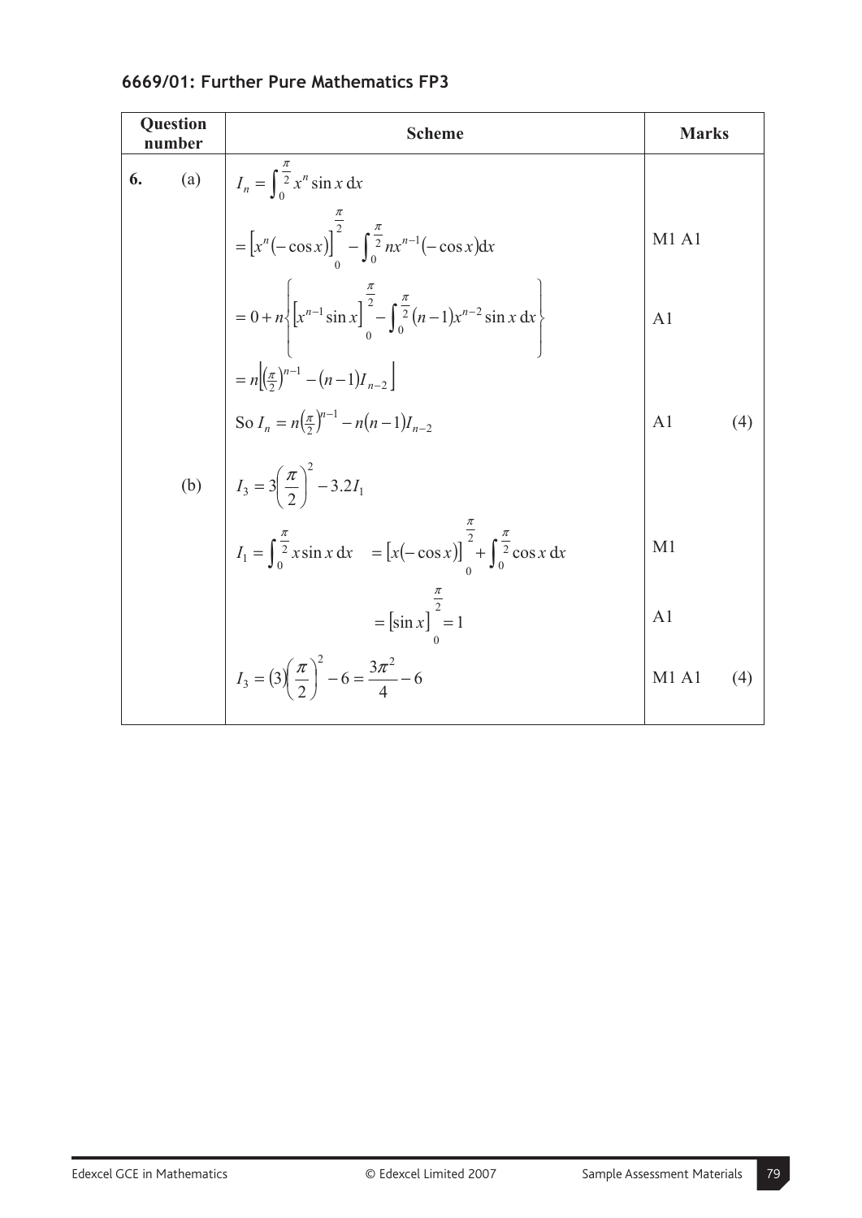## 6669/01: Further Pure Mathematics FP3

| Question number | | Scheme | Marks | |
|---|---|---|---|---|
| **6.** | (a) | $I_n = \int_0^{\frac{\pi}{2}} x^n \sin x \, dx$ | | |
| | | $= \left[x^n(-\cos x)\right]_0^{\frac{\pi}{2}} - \int_0^{\frac{\pi}{2}} nx^{n-1}(-\cos x)dx$ | M1 A1 | |
| | | $= 0 + n\left\{\left[x^{n-1}\sin x\right]_0^{\frac{\pi}{2}} - \int_0^{\frac{\pi}{2}}(n-1)x^{n-2}\sin x \, dx\right\}$ | A1 | |
| | | $= n\left[\left(\frac{\pi}{2}\right)^{n-1} - (n-1)I_{n-2}\right]$ | | |
| | | So $I_n = n\left(\frac{\pi}{2}\right)^{n-1} - n(n-1)I_{n-2}$ | A1 | (4) |
| | (b) | $I_3 = 3\left(\frac{\pi}{2}\right)^2 - 3.2I_1$ | | |
| | | $I_1 = \int_0^{\frac{\pi}{2}} x\sin x \, dx \quad = \left[x(-\cos x)\right]_0^{\frac{\pi}{2}} + \int_0^{\frac{\pi}{2}} \cos x \, dx$ | M1 | |
| | | $= \left[\sin x\right]_0^{\frac{\pi}{2}} = 1$ | A1 | |
| | | $I_3 = (3)\left(\frac{\pi}{2}\right)^2 - 6 = \frac{3\pi^2}{4} - 6$ | M1 A1 | (4) |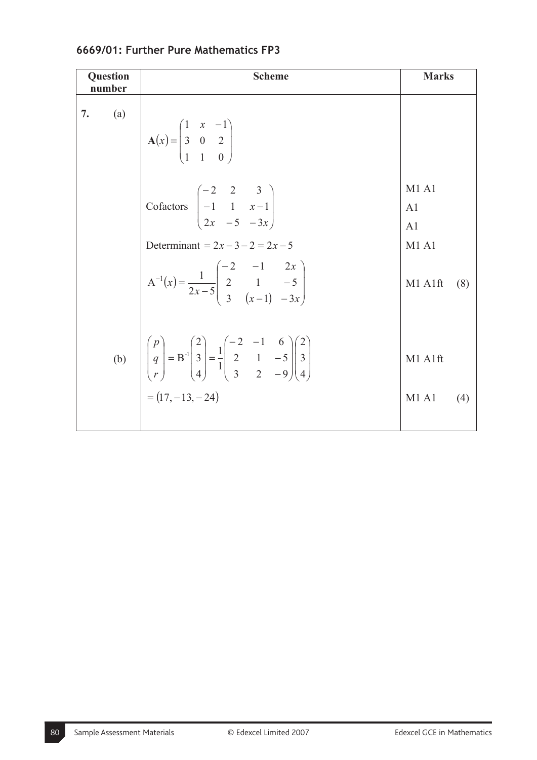## 6669/01: Further Pure Mathematics FP3

| Question number | Scheme | Marks |
|---|---|---|
| **7.** (a) | $\mathbf{A}(x) = \begin{pmatrix} 1 & x & -1 \\ 3 & 0 & 2 \\ 1 & 1 & 0 \end{pmatrix}$ | |
| | Cofactors $\begin{pmatrix} -2 & 2 & 3 \\ -1 & 1 & x-1 \\ 2x & -5 & -3x \end{pmatrix}$ | M1 A1<br>A1<br>A1 |
| | Determinant $= 2x - 3 - 2 = 2x - 5$ | M1 A1 |
| | $\mathrm{A}^{-1}(x) = \dfrac{1}{2x-5}\begin{pmatrix} -2 & -1 & 2x \\ 2 & 1 & -5 \\ 3 & (x-1) & -3x \end{pmatrix}$ | M1 A1ft (8) |
| (b) | $\begin{pmatrix} p \\ q \\ r \end{pmatrix} = \mathrm{B}^{-1}\begin{pmatrix} 2 \\ 3 \\ 4 \end{pmatrix} = \dfrac{1}{1}\begin{pmatrix} -2 & -1 & 6 \\ 2 & 1 & -5 \\ 3 & 2 & -9 \end{pmatrix}\begin{pmatrix} 2 \\ 3 \\ 4 \end{pmatrix}$ | M1 A1ft |
| | $= (17, -13, -24)$ | M1 A1 (4) |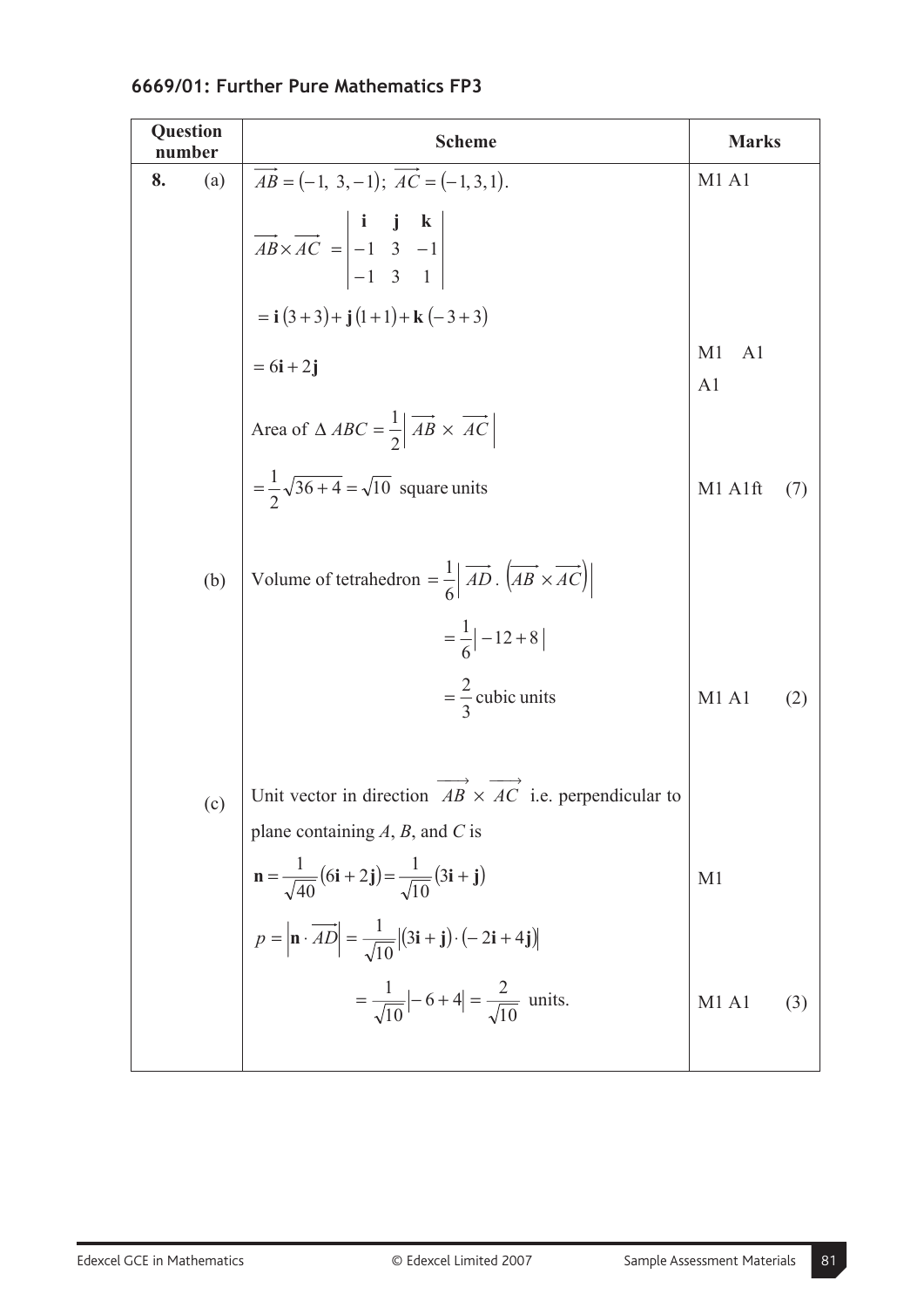**6669/01: Further Pure Mathematics FP3**

| Question number | | Scheme | Marks |
|---|---|---|---|
| **8.** | (a) | $\overrightarrow{AB} = (-1,\ 3, -1);\ \overrightarrow{AC} = (-1, 3, 1).$ | M1 A1 |
| | | $\overrightarrow{AB} \times \overrightarrow{AC} = \begin{vmatrix} \mathbf{i} & \mathbf{j} & \mathbf{k} \\ -1 & 3 & -1 \\ -1 & 3 & 1 \end{vmatrix}$ | |
| | | $= \mathbf{i}(3+3) + \mathbf{j}(1+1) + \mathbf{k}(-3+3)$ | |
| | | $= 6\mathbf{i} + 2\mathbf{j}$ | M1 A1 A1 |
| | | Area of $\Delta\, ABC = \frac{1}{2}\left\| \overrightarrow{AB} \times \overrightarrow{AC} \right\|$ | |
| | | $= \frac{1}{2}\sqrt{36+4} = \sqrt{10}$ square units | M1 A1ft (7) |
| | (b) | Volume of tetrahedron $= \frac{1}{6}\left\| \overrightarrow{AD} \cdot \left(\overrightarrow{AB} \times \overrightarrow{AC}\right) \right\|$ | |
| | | $= \frac{1}{6}\left\| -12+8 \right\|$ | |
| | | $= \frac{2}{3}$ cubic units | M1 A1 (2) |
| | (c) | Unit vector in direction $\overrightarrow{AB} \times \overrightarrow{AC}$ i.e. perpendicular to plane containing $A$, $B$, and $C$ is | |
| | | $\mathbf{n} = \frac{1}{\sqrt{40}}(6\mathbf{i} + 2\mathbf{j}) = \frac{1}{\sqrt{10}}(3\mathbf{i} + \mathbf{j})$ | M1 |
| | | $p = \left\| \mathbf{n} \cdot \overrightarrow{AD} \right\| = \frac{1}{\sqrt{10}}\left\| (3\mathbf{i} + \mathbf{j}) \cdot (-2\mathbf{i} + 4\mathbf{j}) \right\|$ | |
| | | $= \frac{1}{\sqrt{10}}\left\| -6+4 \right\| = \frac{2}{\sqrt{10}}$ units. | M1 A1 (3) |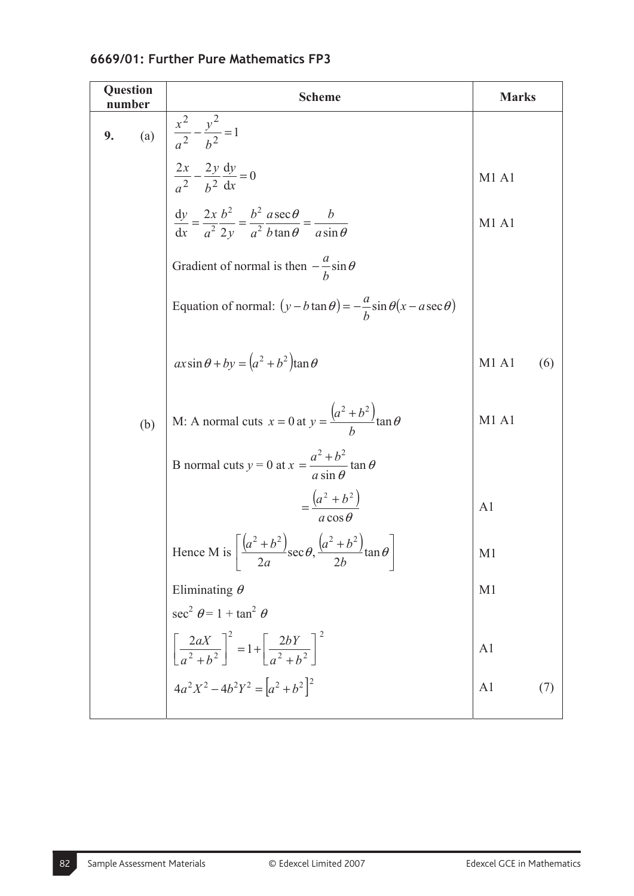## 6669/01: Further Pure Mathematics FP3

| Question number | | Scheme | Marks | |
|---|---|---|---|---|
| 9. | (a) | $\dfrac{x^2}{a^2} - \dfrac{y^2}{b^2} = 1$ | | |
| | | $\dfrac{2x}{a^2} - \dfrac{2y}{b^2}\dfrac{\mathrm{d}y}{\mathrm{d}x} = 0$ | M1 A1 | |
| | | $\dfrac{\mathrm{d}y}{\mathrm{d}x} = \dfrac{2x}{a^2}\dfrac{b^2}{2y} = \dfrac{b^2}{a^2}\dfrac{a\sec\theta}{b\tan\theta} = \dfrac{b}{a\sin\theta}$ | M1 A1 | |
| | | Gradient of normal is then $-\dfrac{a}{b}\sin\theta$ | | |
| | | Equation of normal: $(y - b\tan\theta) = -\dfrac{a}{b}\sin\theta(x - a\sec\theta)$ | | |
| | | $ax\sin\theta + by = (a^2 + b^2)\tan\theta$ | M1 A1 | (6) |
| | (b) | M: A normal cuts $x = 0$ at $y = \dfrac{(a^2 + b^2)}{b}\tan\theta$ | M1 A1 | |
| | | B normal cuts $y = 0$ at $x = \dfrac{a^2 + b^2}{a\sin\theta}\tan\theta$ | | |
| | | $= \dfrac{(a^2 + b^2)}{a\cos\theta}$ | A1 | |
| | | Hence M is $\left[\dfrac{(a^2 + b^2)}{2a}\sec\theta, \dfrac{(a^2 + b^2)}{2b}\tan\theta\right]$ | M1 | |
| | | Eliminating $\theta$ | M1 | |
| | | $\sec^2\theta = 1 + \tan^2\theta$ | | |
| | | $\left[\dfrac{2aX}{a^2 + b^2}\right]^2 = 1 + \left[\dfrac{2bY}{a^2 + b^2}\right]^2$ | A1 | |
| | | $4a^2X^2 - 4b^2Y^2 = [a^2 + b^2]^2$ | A1 | (7) |